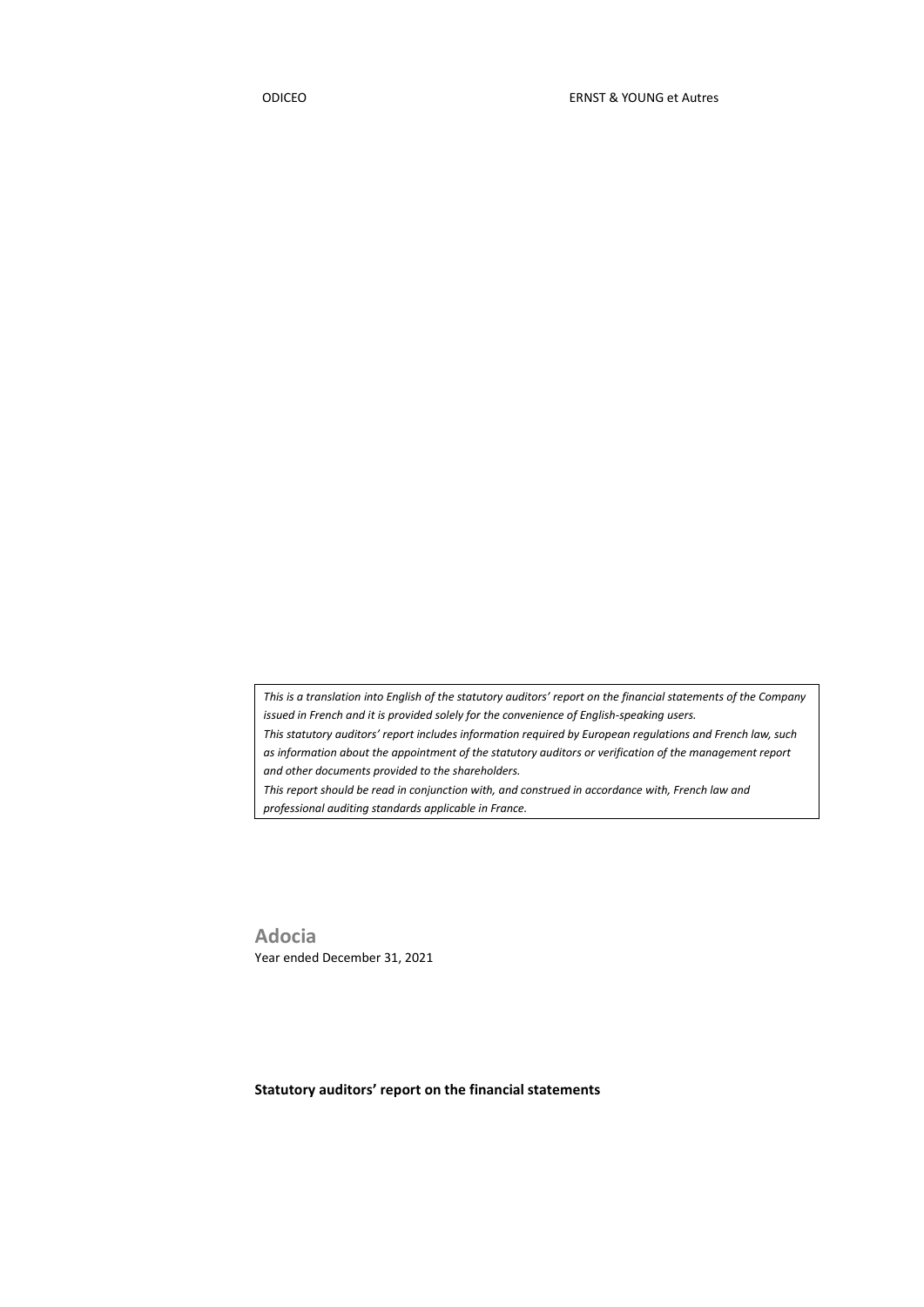ODICEO ERNST & YOUNG et Autres

*This is a translation into English of the statutory auditors' report on the financial statements of the Company issued in French and it is provided solely for the convenience of English-speaking users.*

*This statutory auditors' report includes information required by European regulations and French law, such as information about the appointment of the statutory auditors or verification of the management report and other documents provided to the shareholders.*

*This report should be read in conjunction with, and construed in accordance with, French law and professional auditing standards applicable in France.*

# Adocia

Year ended December 31, 2021

**Statutory auditors' report on the financial statements**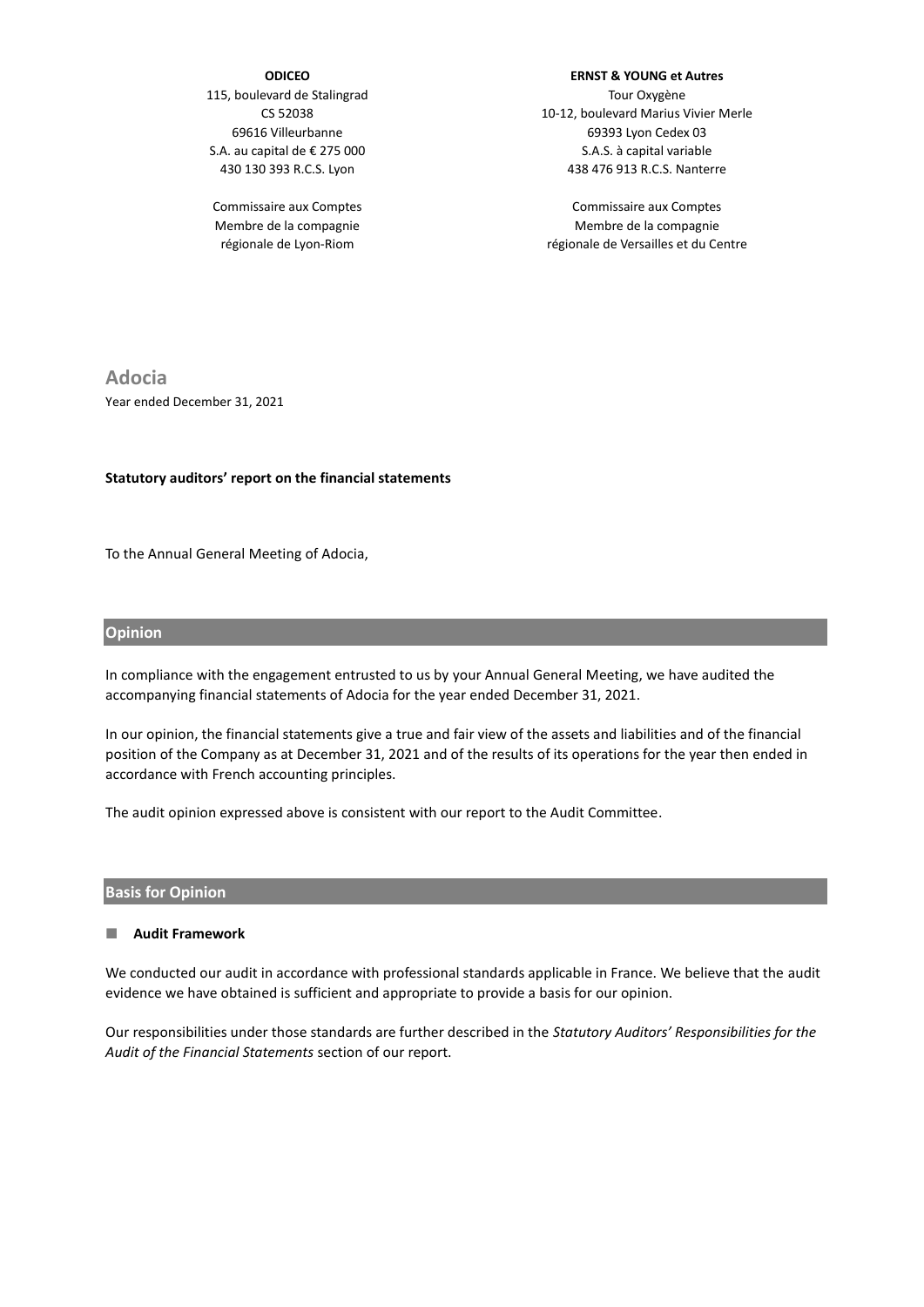**ODICEO**
115, boulevard de Stalingrad
CS 52038
69616 Villeurbanne
S.A. au capital de € 275 000
430 130 393 R.C.S. Lyon

Commissaire aux Comptes
Membre de la compagnie
régionale de Lyon-Riom

**ERNST & YOUNG et Autres**
Tour Oxygène
10-12, boulevard Marius Vivier Merle
69393 Lyon Cedex 03
S.A.S. à capital variable
438 476 913 R.C.S. Nanterre

Commissaire aux Comptes
Membre de la compagnie
régionale de Versailles et du Centre

# Adocia

Year ended December 31, 2021

**Statutory auditors' report on the financial statements**

To the Annual General Meeting of Adocia,

## Opinion

In compliance with the engagement entrusted to us by your Annual General Meeting, we have audited the accompanying financial statements of Adocia for the year ended December 31, 2021.

In our opinion, the financial statements give a true and fair view of the assets and liabilities and of the financial position of the Company as at December 31, 2021 and of the results of its operations for the year then ended in accordance with French accounting principles.

The audit opinion expressed above is consistent with our report to the Audit Committee.

## Basis for Opinion

### Audit Framework

We conducted our audit in accordance with professional standards applicable in France. We believe that the audit evidence we have obtained is sufficient and appropriate to provide a basis for our opinion.

Our responsibilities under those standards are further described in the *Statutory Auditors' Responsibilities for the Audit of the Financial Statements* section of our report.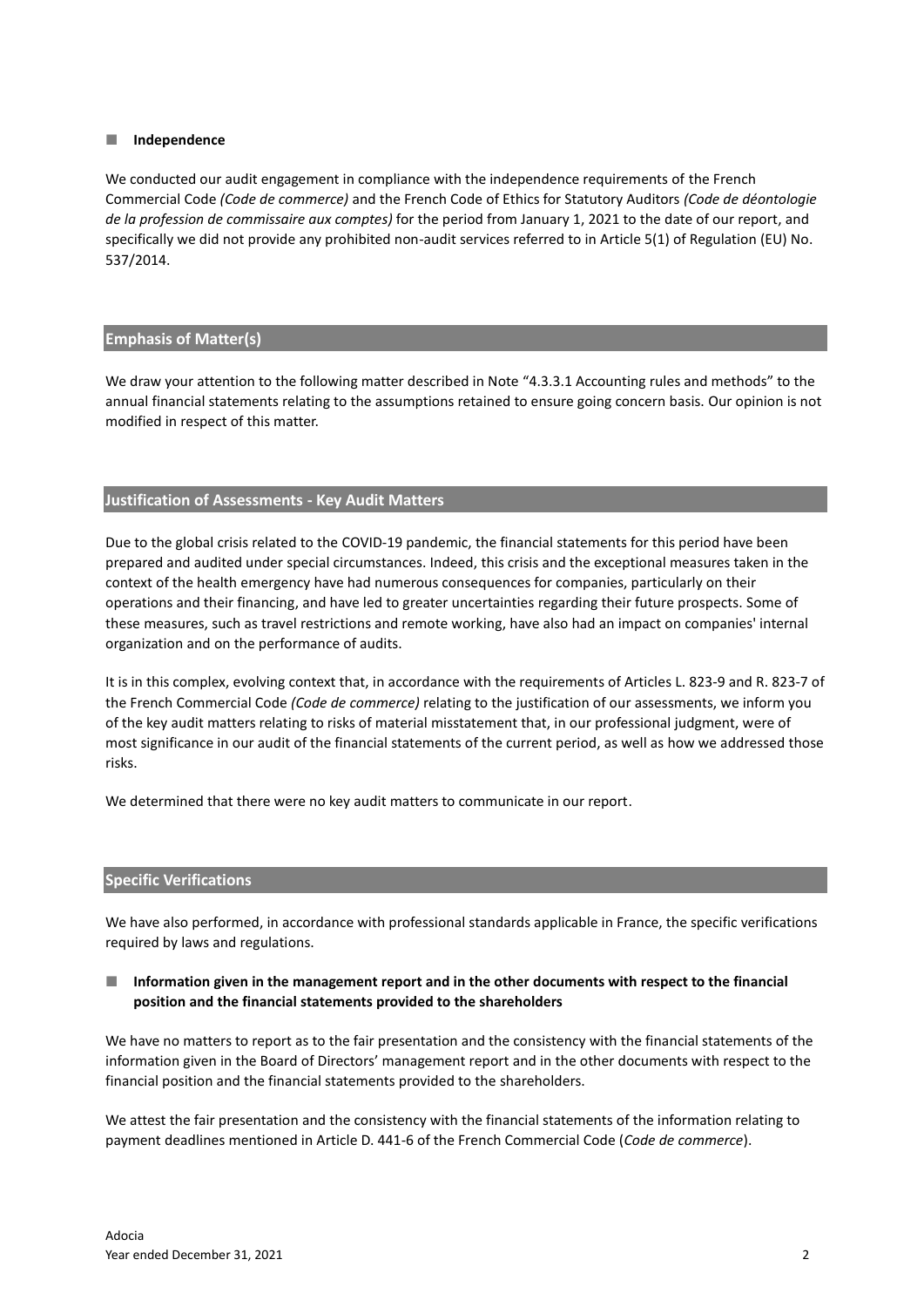### Independence

We conducted our audit engagement in compliance with the independence requirements of the French Commercial Code *(Code de commerce)* and the French Code of Ethics for Statutory Auditors *(Code de déontologie de la profession de commissaire aux comptes)* for the period from January 1, 2021 to the date of our report, and specifically we did not provide any prohibited non-audit services referred to in Article 5(1) of Regulation (EU) No. 537/2014.

## Emphasis of Matter(s)

We draw your attention to the following matter described in Note "4.3.3.1 Accounting rules and methods" to the annual financial statements relating to the assumptions retained to ensure going concern basis. Our opinion is not modified in respect of this matter.

## Justification of Assessments - Key Audit Matters

Due to the global crisis related to the COVID-19 pandemic, the financial statements for this period have been prepared and audited under special circumstances. Indeed, this crisis and the exceptional measures taken in the context of the health emergency have had numerous consequences for companies, particularly on their operations and their financing, and have led to greater uncertainties regarding their future prospects. Some of these measures, such as travel restrictions and remote working, have also had an impact on companies' internal organization and on the performance of audits.

It is in this complex, evolving context that, in accordance with the requirements of Articles L. 823-9 and R. 823-7 of the French Commercial Code *(Code de commerce)* relating to the justification of our assessments, we inform you of the key audit matters relating to risks of material misstatement that, in our professional judgment, were of most significance in our audit of the financial statements of the current period, as well as how we addressed those risks.

We determined that there were no key audit matters to communicate in our report.

## Specific Verifications

We have also performed, in accordance with professional standards applicable in France, the specific verifications required by laws and regulations.

### Information given in the management report and in the other documents with respect to the financial position and the financial statements provided to the shareholders

We have no matters to report as to the fair presentation and the consistency with the financial statements of the information given in the Board of Directors' management report and in the other documents with respect to the financial position and the financial statements provided to the shareholders.

We attest the fair presentation and the consistency with the financial statements of the information relating to payment deadlines mentioned in Article D. 441-6 of the French Commercial Code (*Code de commerce*).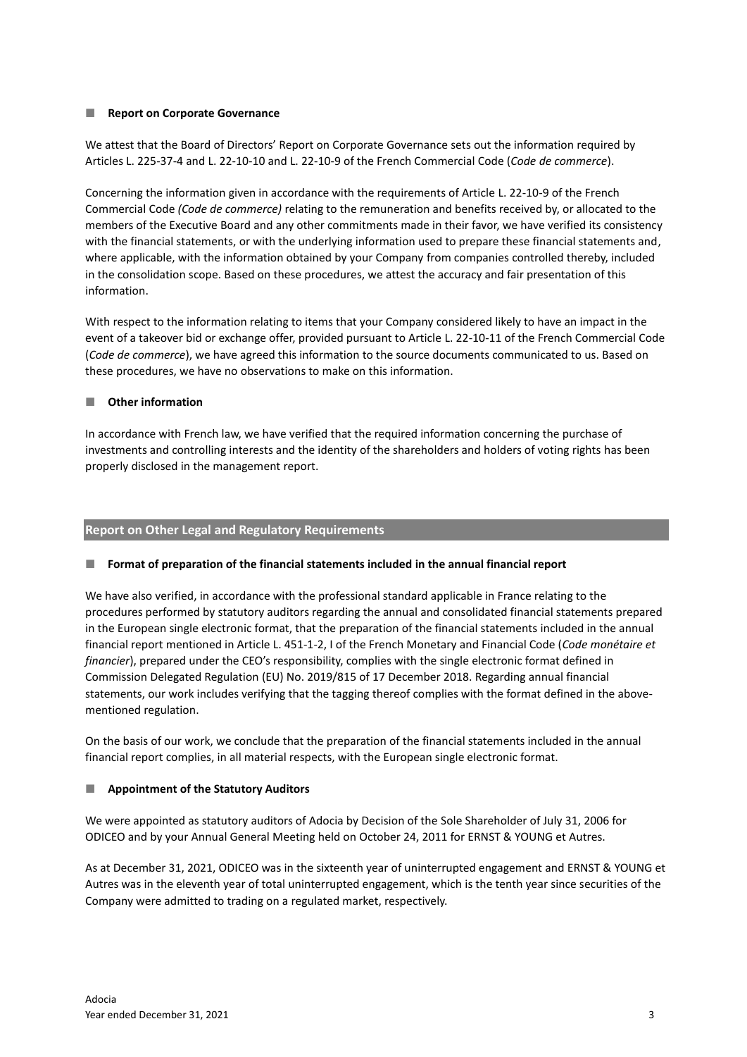### Report on Corporate Governance

We attest that the Board of Directors' Report on Corporate Governance sets out the information required by Articles L. 225-37-4 and L. 22-10-10 and L. 22-10-9 of the French Commercial Code (*Code de commerce*).

Concerning the information given in accordance with the requirements of Article L. 22-10-9 of the French Commercial Code *(Code de commerce)* relating to the remuneration and benefits received by, or allocated to the members of the Executive Board and any other commitments made in their favor, we have verified its consistency with the financial statements, or with the underlying information used to prepare these financial statements and, where applicable, with the information obtained by your Company from companies controlled thereby, included in the consolidation scope. Based on these procedures, we attest the accuracy and fair presentation of this information.

With respect to the information relating to items that your Company considered likely to have an impact in the event of a takeover bid or exchange offer, provided pursuant to Article L. 22-10-11 of the French Commercial Code (*Code de commerce*), we have agreed this information to the source documents communicated to us. Based on these procedures, we have no observations to make on this information.

### Other information

In accordance with French law, we have verified that the required information concerning the purchase of investments and controlling interests and the identity of the shareholders and holders of voting rights has been properly disclosed in the management report.

## Report on Other Legal and Regulatory Requirements

### Format of preparation of the financial statements included in the annual financial report

We have also verified, in accordance with the professional standard applicable in France relating to the procedures performed by statutory auditors regarding the annual and consolidated financial statements prepared in the European single electronic format, that the preparation of the financial statements included in the annual financial report mentioned in Article L. 451-1-2, I of the French Monetary and Financial Code (*Code monétaire et financier*), prepared under the CEO's responsibility, complies with the single electronic format defined in Commission Delegated Regulation (EU) No. 2019/815 of 17 December 2018. Regarding annual financial statements, our work includes verifying that the tagging thereof complies with the format defined in the above-mentioned regulation.

On the basis of our work, we conclude that the preparation of the financial statements included in the annual financial report complies, in all material respects, with the European single electronic format.

### Appointment of the Statutory Auditors

We were appointed as statutory auditors of Adocia by Decision of the Sole Shareholder of July 31, 2006 for ODICEO and by your Annual General Meeting held on October 24, 2011 for ERNST & YOUNG et Autres.

As at December 31, 2021, ODICEO was in the sixteenth year of uninterrupted engagement and ERNST & YOUNG et Autres was in the eleventh year of total uninterrupted engagement, which is the tenth year since securities of the Company were admitted to trading on a regulated market, respectively.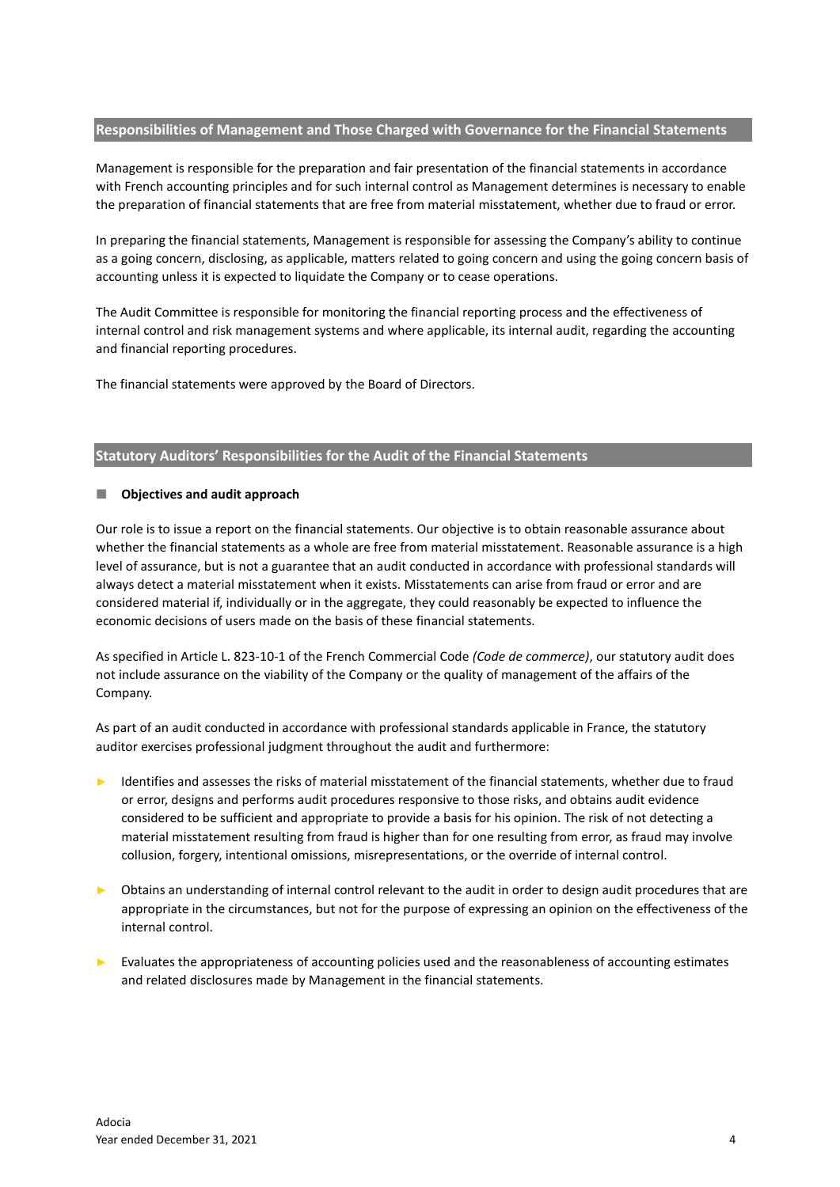## Responsibilities of Management and Those Charged with Governance for the Financial Statements

Management is responsible for the preparation and fair presentation of the financial statements in accordance with French accounting principles and for such internal control as Management determines is necessary to enable the preparation of financial statements that are free from material misstatement, whether due to fraud or error.

In preparing the financial statements, Management is responsible for assessing the Company's ability to continue as a going concern, disclosing, as applicable, matters related to going concern and using the going concern basis of accounting unless it is expected to liquidate the Company or to cease operations.

The Audit Committee is responsible for monitoring the financial reporting process and the effectiveness of internal control and risk management systems and where applicable, its internal audit, regarding the accounting and financial reporting procedures.

The financial statements were approved by the Board of Directors.

## Statutory Auditors' Responsibilities for the Audit of the Financial Statements

### Objectives and audit approach

Our role is to issue a report on the financial statements. Our objective is to obtain reasonable assurance about whether the financial statements as a whole are free from material misstatement. Reasonable assurance is a high level of assurance, but is not a guarantee that an audit conducted in accordance with professional standards will always detect a material misstatement when it exists. Misstatements can arise from fraud or error and are considered material if, individually or in the aggregate, they could reasonably be expected to influence the economic decisions of users made on the basis of these financial statements.

As specified in Article L. 823-10-1 of the French Commercial Code *(Code de commerce)*, our statutory audit does not include assurance on the viability of the Company or the quality of management of the affairs of the Company.

As part of an audit conducted in accordance with professional standards applicable in France, the statutory auditor exercises professional judgment throughout the audit and furthermore:

- Identifies and assesses the risks of material misstatement of the financial statements, whether due to fraud or error, designs and performs audit procedures responsive to those risks, and obtains audit evidence considered to be sufficient and appropriate to provide a basis for his opinion. The risk of not detecting a material misstatement resulting from fraud is higher than for one resulting from error, as fraud may involve collusion, forgery, intentional omissions, misrepresentations, or the override of internal control.

- Obtains an understanding of internal control relevant to the audit in order to design audit procedures that are appropriate in the circumstances, but not for the purpose of expressing an opinion on the effectiveness of the internal control.

- Evaluates the appropriateness of accounting policies used and the reasonableness of accounting estimates and related disclosures made by Management in the financial statements.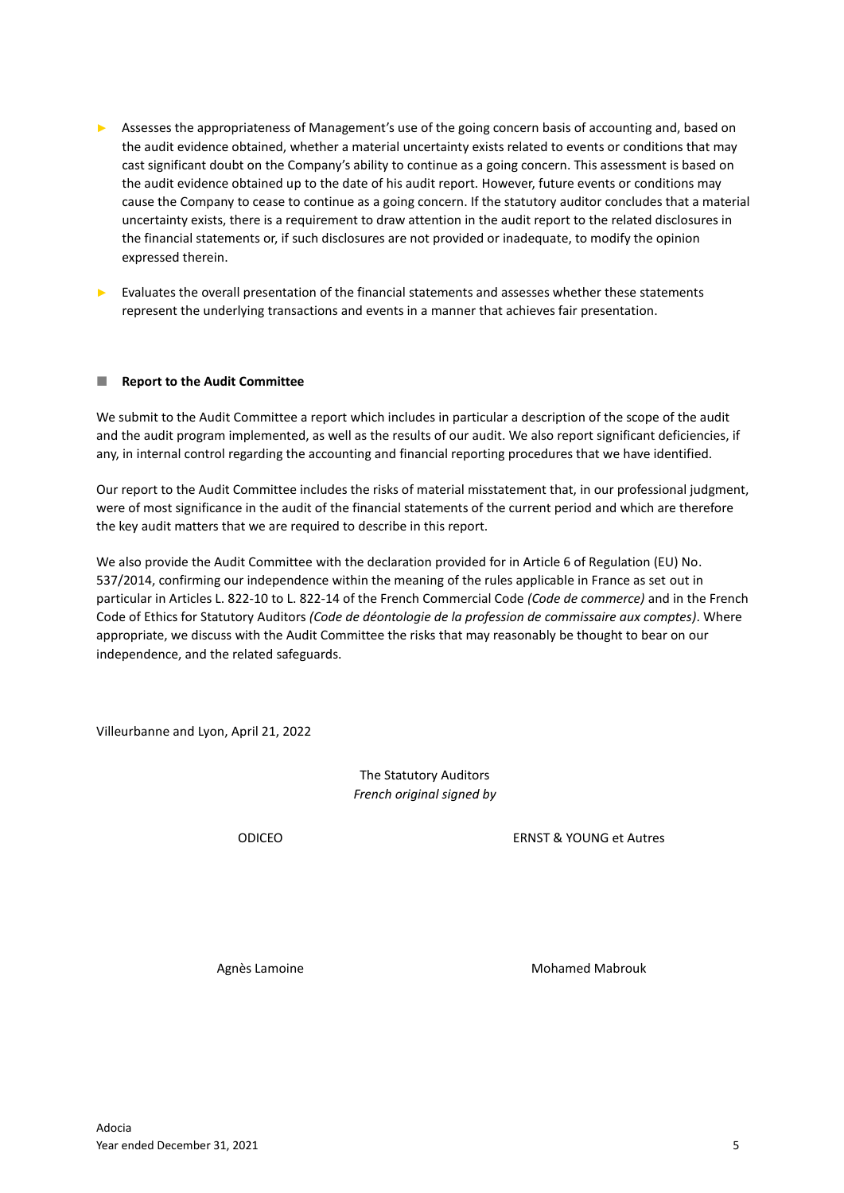- Assesses the appropriateness of Management's use of the going concern basis of accounting and, based on the audit evidence obtained, whether a material uncertainty exists related to events or conditions that may cast significant doubt on the Company's ability to continue as a going concern. This assessment is based on the audit evidence obtained up to the date of his audit report. However, future events or conditions may cause the Company to cease to continue as a going concern. If the statutory auditor concludes that a material uncertainty exists, there is a requirement to draw attention in the audit report to the related disclosures in the financial statements or, if such disclosures are not provided or inadequate, to modify the opinion expressed therein.

- Evaluates the overall presentation of the financial statements and assesses whether these statements represent the underlying transactions and events in a manner that achieves fair presentation.

## Report to the Audit Committee

We submit to the Audit Committee a report which includes in particular a description of the scope of the audit and the audit program implemented, as well as the results of our audit. We also report significant deficiencies, if any, in internal control regarding the accounting and financial reporting procedures that we have identified.

Our report to the Audit Committee includes the risks of material misstatement that, in our professional judgment, were of most significance in the audit of the financial statements of the current period and which are therefore the key audit matters that we are required to describe in this report.

We also provide the Audit Committee with the declaration provided for in Article 6 of Regulation (EU) No. 537/2014, confirming our independence within the meaning of the rules applicable in France as set out in particular in Articles L. 822-10 to L. 822-14 of the French Commercial Code *(Code de commerce)* and in the French Code of Ethics for Statutory Auditors *(Code de déontologie de la profession de commissaire aux comptes)*. Where appropriate, we discuss with the Audit Committee the risks that may reasonably be thought to bear on our independence, and the related safeguards.

Villeurbanne and Lyon, April 21, 2022

The Statutory Auditors
*French original signed by*

| | |
|---|---|
| ODICEO | ERNST & YOUNG et Autres |
| Agnès Lamoine | Mohamed Mabrouk |